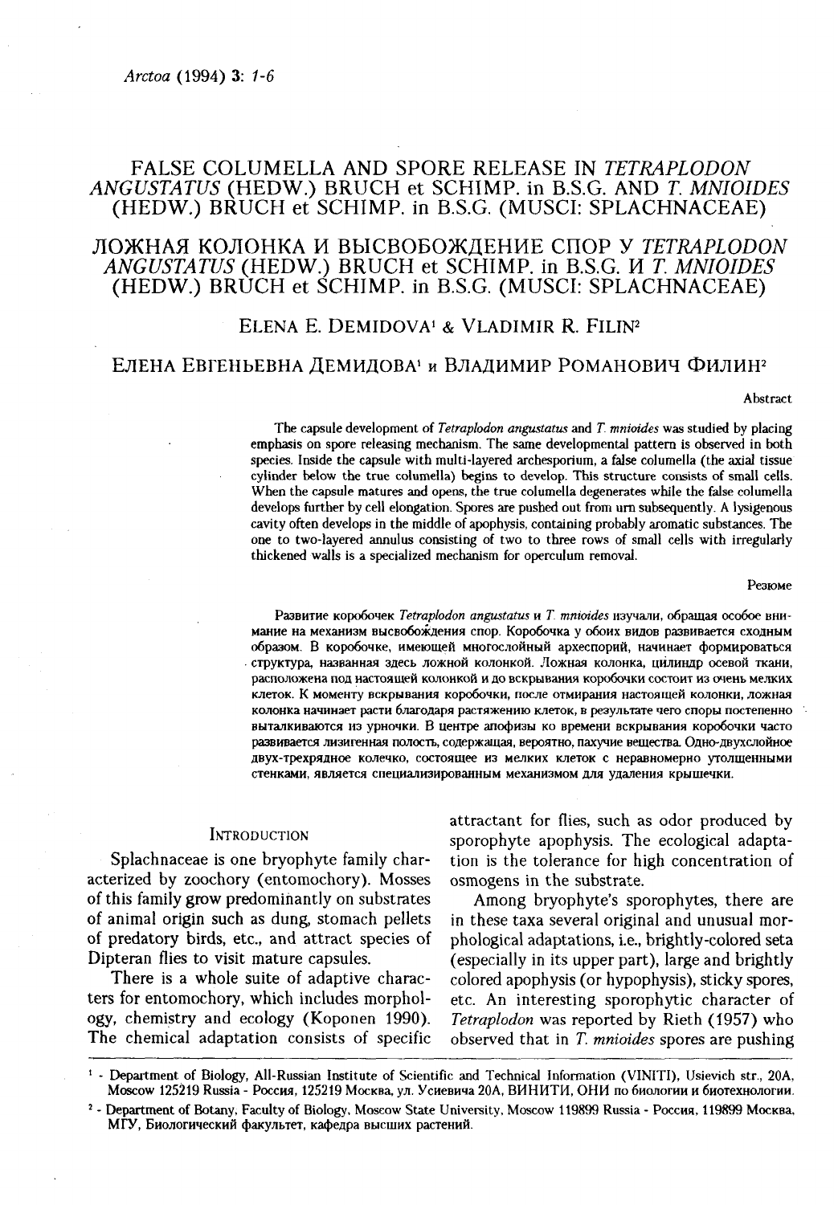Arctoa (1994) 3: 1-6

# FALSE COLUMELLA AND SPORE RELEASE IN *TETRAPLODON ANGUSTATUS* (HEDW.) BRUCH et SCHIMP. in B.S.G. AND *T. MNIOIDES* (HEDW.) BRUCH et SCHIMP. in B.S.G. (MUSCI: SPLACHNACEAE)

# ЛОЖНАЯ КОЛОНКА И ВЫСВОБОЖДЕНИЕ СПОР У *TETRAPLODON ANGUSTATUS* (HEDW.) BRUCH et SCHIMP. in B.S.G. И *T. MNIOIDES* (HEDW.) BRUCH et SCHIMP. in B.S.G. (MUSCI: SPLACHNACEAE)

ELENA E. DEMIDOVA[1] & VLADIMIR R. FILIN[2]

ЕЛЕНА ЕВГЕНЬЕВНА ДЕМИДОВА[1] и ВЛАДИМИР РОМАНОВИЧ ФИЛИН[2]

### Abstract

The capsule development of *Tetraplodon angustatus* and *T. mnioides* was studied by placing emphasis on spore releasing mechanism. The same developmental pattern is observed in both species. Inside the capsule with multi-layered archesporium, a false columella (the axial tissue cylinder below the true columella) begins to develop. This structure consists of small cells. When the capsule matures and opens, the true columella degenerates while the false columella develops further by cell elongation. Spores are pushed out from urn subsequently. A lysigenous cavity often develops in the middle of apophysis, containing probably aromatic substances. The one to two-layered annulus consisting of two to three rows of small cells with irregularly thickened walls is a specialized mechanism for operculum removal.

### Резюме

Развитие коробочек *Tetraplodon angustatus* и *T. mnioides* изучали, обращая особое внимание на механизм высвобождения спор. Коробочка у обоих видов развивается сходным образом. В коробочке, имеющей многослойный археспорий, начинает формироваться структура, названная здесь ложной колонкой. Ложная колонка, цилиндр осевой ткани, расположена под настоящей колонкой и до вскрывания коробочки состоит из очень мелких клеток. К моменту вскрывания коробочки, после отмирания настоящей колонки, ложная колонка начинает расти благодаря растяжению клеток, в результате чего споры постепенно выталкиваются из урночки. В центре апофизы ко времени вскрывания коробочки часто развивается лизигенная полость, содержащая, вероятно, пахучие вещества. Одно-двухслойное двух-трехрядное колечко, состоящее из мелких клеток с неравномерно утолщенными стенками, является специализированным механизмом для удаления крышечки.

## INTRODUCTION

Splachnaceae is one bryophyte family characterized by zoochory (entomochory). Mosses of this family grow predominantly on substrates of animal origin such as dung, stomach pellets of predatory birds, etc., and attract species of Dipteran flies to visit mature capsules.

There is a whole suite of adaptive characters for entomochory, which includes morphology, chemistry and ecology (Koponen 1990). The chemical adaptation consists of specific attractant for flies, such as odor produced by sporophyte apophysis. The ecological adaptation is the tolerance for high concentration of osmogens in the substrate.

Among bryophyte's sporophytes, there are in these taxa several original and unusual morphological adaptations, i.e., brightly-colored seta (especially in its upper part), large and brightly colored apophysis (or hypophysis), sticky spores, etc. An interesting sporophytic character of *Tetraplodon* was reported by Rieth (1957) who observed that in *T. mnioides* spores are pushing

[1] - Department of Biology, All-Russian Institute of Scientific and Technical Information (VINITI), Usievich str., 20A, Moscow 125219 Russia - Россия, 125219 Москва, ул. Усиевича 20А, ВИНИТИ, ОНИ по биологии и биотехнологии.

[2] - Department of Botany, Faculty of Biology, Moscow State University, Moscow 119899 Russia - Россия, 119899 Москва, МГУ, Биологический факультет, кафедра высших растений.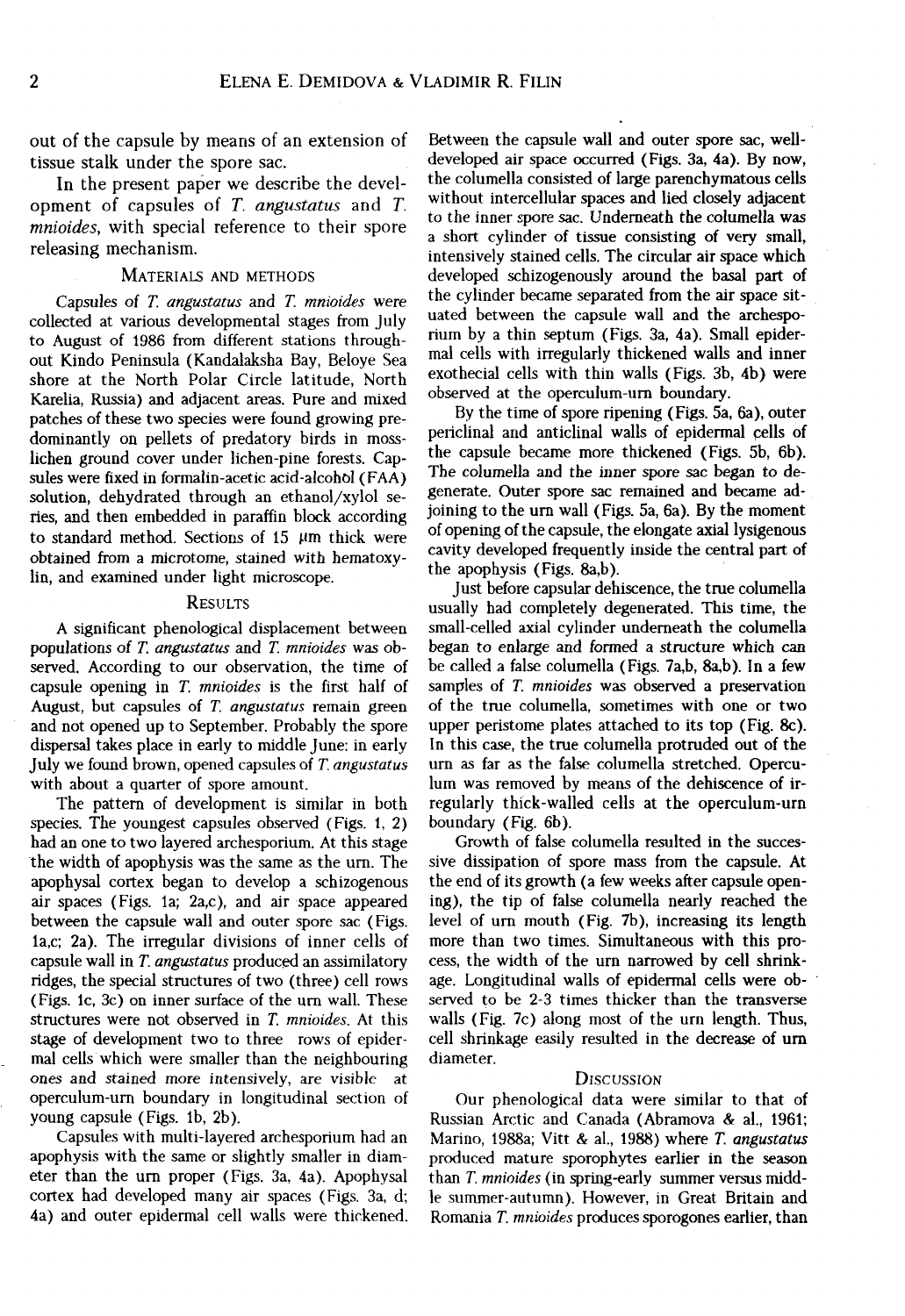out of the capsule by means of an extension of tissue stalk under the spore sac.

In the present paper we describe the development of capsules of *T. angustatus* and *T. mnioides*, with special reference to their spore releasing mechanism.

## Materials and Methods

Capsules of *T. angustatus* and *T. mnioides* were collected at various developmental stages from July to August of 1986 from different stations throughout Kindo Peninsula (Kandalaksha Bay, Beloye Sea shore at the North Polar Circle latitude, North Karelia, Russia) and adjacent areas. Pure and mixed patches of these two species were found growing predominantly on pellets of predatory birds in moss-lichen ground cover under lichen-pine forests. Capsules were fixed in formalin-acetic acid-alcohol (FAA) solution, dehydrated through an ethanol/xylol series, and then embedded in paraffin block according to standard method. Sections of 15 μm thick were obtained from a microtome, stained with hematoxylin, and examined under light microscope.

## Results

A significant phenological displacement between populations of *T. angustatus* and *T. mnioides* was observed. According to our observation, the time of capsule opening in *T. mnioides* is the first half of August, but capsules of *T. angustatus* remain green and not opened up to September. Probably the spore dispersal takes place in early to middle June: in early July we found brown, opened capsules of *T. angustatus* with about a quarter of spore amount.

The pattern of development is similar in both species. The youngest capsules observed (Figs. 1, 2) had an one to two layered archesporium. At this stage the width of apophysis was the same as the urn. The apophysal cortex began to develop a schizogenous air spaces (Figs. 1a; 2a,c), and air space appeared between the capsule wall and outer spore sac (Figs. 1a,c; 2a). The irregular divisions of inner cells of capsule wall in *T. angustatus* produced an assimilatory ridges, the special structures of two (three) cell rows (Figs. 1c, 3c) on inner surface of the urn wall. These structures were not observed in *T. mnioides*. At this stage of development two to three rows of epidermal cells which were smaller than the neighbouring ones and stained more intensively, are visible at operculum-urn boundary in longitudinal section of young capsule (Figs. 1b, 2b).

Capsules with multi-layered archesporium had an apophysis with the same or slightly smaller in diameter than the urn proper (Figs. 3a, 4a). Apophysal cortex had developed many air spaces (Figs. 3a, d; 4a) and outer epidermal cell walls were thickened. Between the capsule wall and outer spore sac, well-developed air space occurred (Figs. 3a, 4a). By now, the columella consisted of large parenchymatous cells without intercellular spaces and lied closely adjacent to the inner spore sac. Underneath the columella was a short cylinder of tissue consisting of very small, intensively stained cells. The circular air space which developed schizogenously around the basal part of the cylinder became separated from the air space situated between the capsule wall and the archesporium by a thin septum (Figs. 3a, 4a). Small epidermal cells with irregularly thickened walls and inner exothecial cells with thin walls (Figs. 3b, 4b) were observed at the operculum-urn boundary.

By the time of spore ripening (Figs. 5a, 6a), outer periclinal and anticlinal walls of epidermal cells of the capsule became more thickened (Figs. 5b, 6b). The columella and the inner spore sac began to degenerate. Outer spore sac remained and became adjoining to the urn wall (Figs. 5a, 6a). By the moment of opening of the capsule, the elongate axial lysigenous cavity developed frequently inside the central part of the apophysis (Figs. 8a,b).

Just before capsular dehiscence, the true columella usually had completely degenerated. This time, the small-celled axial cylinder underneath the columella began to enlarge and formed a structure which can be called a false columella (Figs. 7a,b, 8a,b). In a few samples of *T. mnioides* was observed a preservation of the true columella, sometimes with one or two upper peristome plates attached to its top (Fig. 8c). In this case, the true columella protruded out of the urn as far as the false columella stretched. Operculum was removed by means of the dehiscence of irregularly thick-walled cells at the operculum-urn boundary (Fig. 6b).

Growth of false columella resulted in the successive dissipation of spore mass from the capsule. At the end of its growth (a few weeks after capsule opening), the tip of false columella nearly reached the level of urn mouth (Fig. 7b), increasing its length more than two times. Simultaneous with this process, the width of the urn narrowed by cell shrinkage. Longitudinal walls of epidermal cells were observed to be 2-3 times thicker than the transverse walls (Fig. 7c) along most of the urn length. Thus, cell shrinkage easily resulted in the decrease of urn diameter.

## Discussion

Our phenological data were similar to that of Russian Arctic and Canada (Abramova & al., 1961; Marino, 1988a; Vitt & al., 1988) where *T. angustatus* produced mature sporophytes earlier in the season than *T. mnioides* (in spring-early summer versus middle summer-autumn). However, in Great Britain and Romania *T. mnioides* produces sporogones earlier, than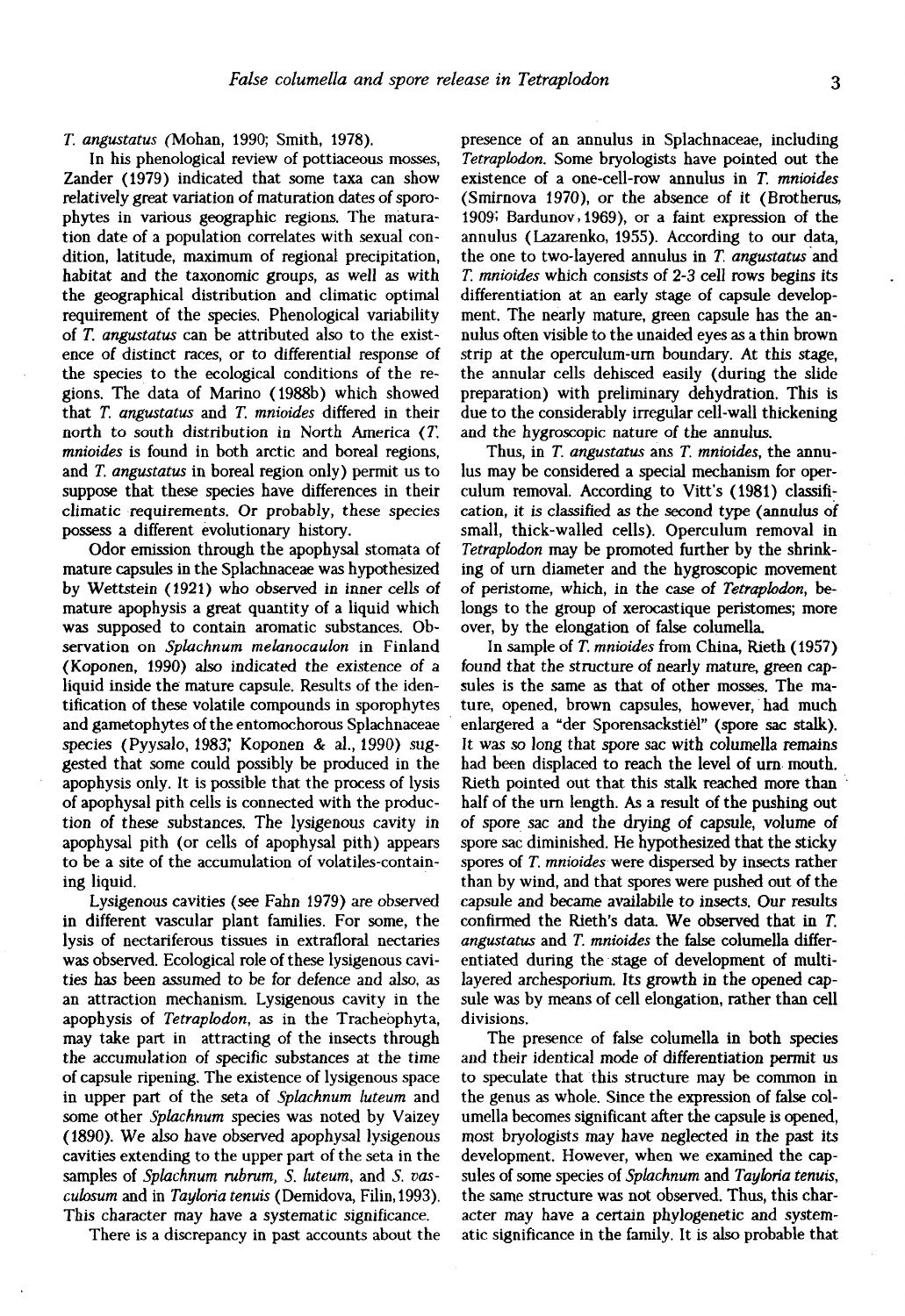*T. angustatus* (Mohan, 1990; Smith, 1978).

In his phenological review of pottiaceous mosses, Zander (1979) indicated that some taxa can show relatively great variation of maturation dates of sporophytes in various geographic regions. The maturation date of a population correlates with sexual condition, latitude, maximum of regional precipitation, habitat and the taxonomic groups, as well as with the geographical distribution and climatic optimal requirement of the species. Phenological variability of *T. angustatus* can be attributed also to the existence of distinct races, or to differential response of the species to the ecological conditions of the regions. The data of Marino (1988b) which showed that *T. angustatus* and *T. mnioides* differed in their north to south distribution in North America (*T. mnioides* is found in both arctic and boreal regions, and *T. angustatus* in boreal region only) permit us to suppose that these species have differences in their climatic requirements. Or probably, these species possess a different evolutionary history.

Odor emission through the apophysal stomata of mature capsules in the Splachnaceae was hypothesized by Wettstein (1921) who observed in inner cells of mature apophysis a great quantity of a liquid which was supposed to contain aromatic substances. Observation on *Splachnum melanocaulon* in Finland (Koponen, 1990) also indicated the existence of a liquid inside the mature capsule. Results of the identification of these volatile compounds in sporophytes and gametophytes of the entomochorous Splachnaceae species (Pyysalo, 1983; Koponen & al., 1990) suggested that some could possibly be produced in the apophysis only. It is possible that the process of lysis of apophysal pith cells is connected with the production of these substances. The lysigenous cavity in apophysal pith (or cells of apophysal pith) appears to be a site of the accumulation of volatiles-containing liquid.

Lysigenous cavities (see Fahn 1979) are observed in different vascular plant families. For some, the lysis of nectariferous tissues in extrafloral nectaries was observed. Ecological role of these lysigenous cavities has been assumed to be for defence and also, as an attraction mechanism. Lysigenous cavity in the apophysis of *Tetraplodon*, as in the Tracheophyta, may take part in attracting of the insects through the accumulation of specific substances at the time of capsule ripening. The existence of lysigenous space in upper part of the seta of *Splachnum luteum* and some other *Splachnum* species was noted by Vaizey (1890). We also have observed apophysal lysigenous cavities extending to the upper part of the seta in the samples of *Splachnum rubrum*, *S. luteum*, and *S. vasculosum* and in *Tayloria tenuis* (Demidova, Filin, 1993). This character may have a systematic significance.

There is a discrepancy in past accounts about the presence of an annulus in Splachnaceae, including *Tetraplodon*. Some bryologists have pointed out the existence of a one-cell-row annulus in *T. mnioides* (Smirnova 1970), or the absence of it (Brotherus, 1909; Bardunov, 1969), or a faint expression of the annulus (Lazarenko, 1955). According to our data, the one to two-layered annulus in *T. angustatus* and *T. mnioides* which consists of 2-3 cell rows begins its differentiation at an early stage of capsule development. The nearly mature, green capsule has the annulus often visible to the unaided eyes as a thin brown strip at the operculum-urn boundary. At this stage, the annular cells dehisced easily (during the slide preparation) with preliminary dehydration. This is due to the considerably irregular cell-wall thickening and the hygroscopic nature of the annulus.

Thus, in *T. angustatus* ans *T. mnioides*, the annulus may be considered a special mechanism for operculum removal. According to Vitt's (1981) classification, it is classified as the second type (annulus of small, thick-walled cells). Operculum removal in *Tetraplodon* may be promoted further by the shrinking of urn diameter and the hygroscopic movement of peristome, which, in the case of *Tetraplodon*, belongs to the group of xerocastique peristomes; moreover, by the elongation of false columella.

In sample of *T. mnioides* from China, Rieth (1957) found that the structure of nearly mature, green capsules is the same as that of other mosses. The mature, opened, brown capsules, however, had much enlargered a "der Sporensackstiél" (spore sac stalk). It was so long that spore sac with columella remains had been displaced to reach the level of urn mouth. Rieth pointed out that this stalk reached more than half of the urn length. As a result of the pushing out of spore sac and the drying of capsule, volume of spore sac diminished. He hypothesized that the sticky spores of *T. mnioides* were dispersed by insects rather than by wind, and that spores were pushed out of the capsule and became availabile to insects. Our results confirmed the Rieth's data. We observed that in *T. angustatus* and *T. mnioides* the false columella differentiated during the stage of development of multilayered archesporium. Its growth in the opened capsule was by means of cell elongation, rather than cell divisions.

The presence of false columella in both species and their identical mode of differentiation permit us to speculate that this structure may be common in the genus as whole. Since the expression of false columella becomes significant after the capsule is opened, most bryologists may have neglected in the past its development. However, when we examined the capsules of some species of *Splachnum* and *Tayloria tenuis*, the same structure was not observed. Thus, this character may have a certain phylogenetic and systematic significance in the family. It is also probable that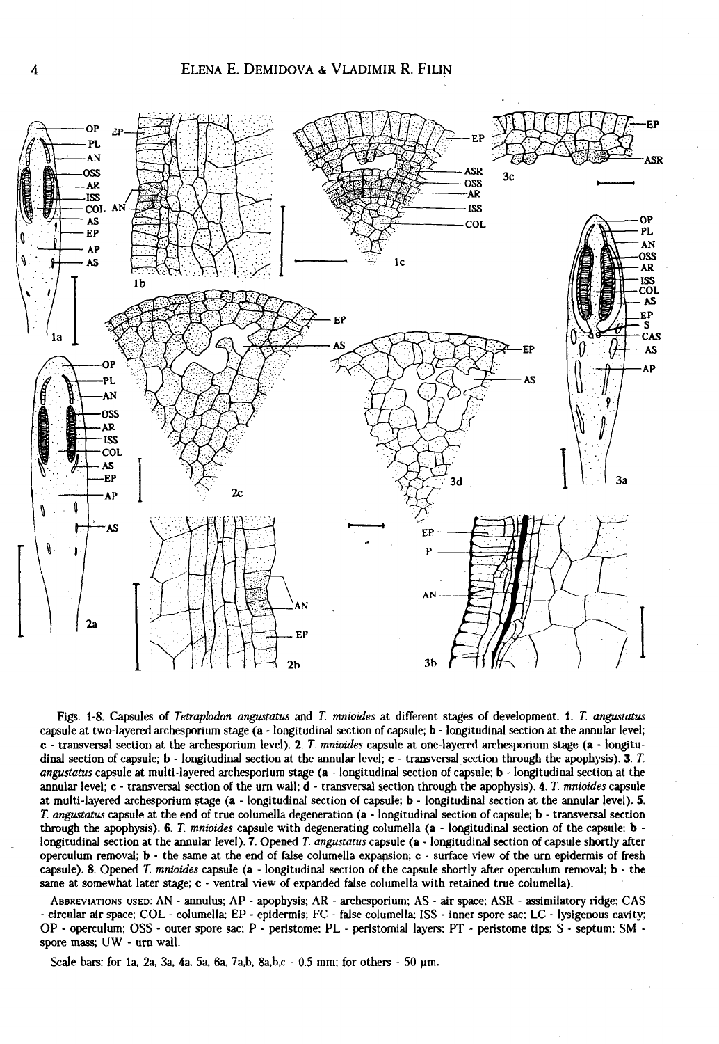Figs. 1-8. Capsules of *Tetraplodon angustatus* and *T. mnioides* at different stages of development. **1.** *T. angustatus* capsule at two-layered archesporium stage (**a** - longitudinal section of capsule; **b** - longitudinal section at the annular level; **c** - transversal section at the archesporium level). **2.** *T. mnioides* capsule at one-layered archesporium stage (**a** - longitudinal section of capsule; **b** - longitudinal section at the annular level; **c** - transversal section through the apophysis). **3.** *T. angustatus* capsule at multi-layered archesporium stage (**a** - longitudinal section of capsule; **b** - longitudinal section at the annular level; **c** - transversal section of the urn wall; **d** - transversal section through the apophysis). **4.** *T. mnioides* capsule at multi-layered archesporium stage (**a** - longitudinal section of capsule; **b** - longitudinal section at the annular level). **5.** *T. angustatus* capsule at the end of true columella degeneration (**a** - longitudinal section of capsule; **b** - transversal section through the apophysis). **6.** *T. mnioides* capsule with degenerating columella (**a** - longitudinal section of the capsule; **b** - longitudinal section at the annular level). **7.** Opened *T. angustatus* capsule (**a** - longitudinal section of capsule shortly after operculum removal; **b** - the same at the end of false columella expansion; **c** - surface view of the urn epidermis of fresh capsule). **8.** Opened *T. mnioides* capsule (**a** - longitudinal section of the capsule shortly after operculum removal; **b** - the same at somewhat later stage; **c** - ventral view of expanded false columella with retained true columella).

Abbreviations used: AN - annulus; AP - apophysis; AR - archesporium; AS - air space; ASR - assimilatory ridge; CAS - circular air space; COL - columella; EP - epidermis; FC - false columella; ISS - inner spore sac; LC - lysigenous cavity; OP - operculum; OSS - outer spore sac; P - peristome; PL - peristomial layers; PT - peristome tips; S - septum; SM - spore mass; UW - urn wall.

Scale bars: for 1a, 2a, 3a, 4a, 5a, 6a, 7a,b, 8a,b,c - 0.5 mm; for others - 50 μm.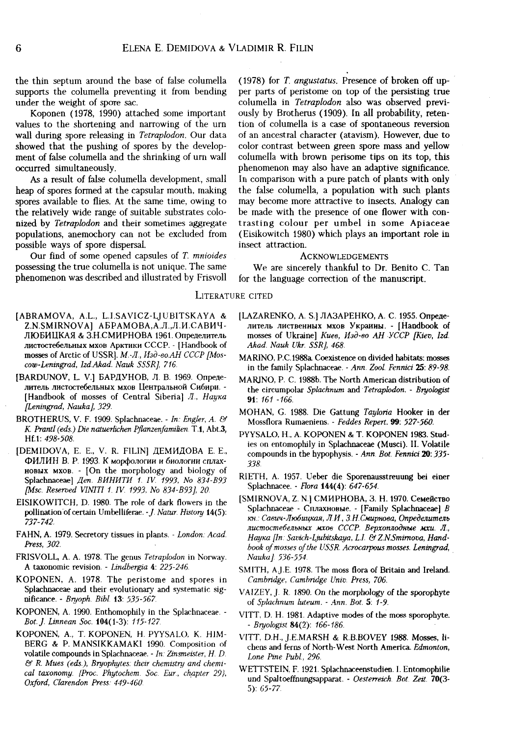the thin septum around the base of false columella supports the columella preventing it from bending under the weight of spore sac.

Koponen (1978, 1990) attached some important values to the shortening and narrowing of the urn wall during spore releasing in *Tetraplodon*. Our data showed that the pushing of spores by the development of false columella and the shrinking of urn wall occurred simultaneously.

As a result of false columella development, small heap of spores formed at the capsular mouth, making spores available to flies. At the same time, owing to the relatively wide range of suitable substrates colonized by *Tetraplodon* and their sometimes aggregate populations, anemochory can not be excluded from possible ways of spore dispersal.

Our find of some opened capsules of *T. mnioides* possessing the true columella is not unique. The same phenomenon was described and illustrated by Frisvoll (1978) for *T. angustatus*. Presence of broken off upper parts of peristome on top of the persisting true columella in *Tetraplodon* also was observed previously by Brotherus (1909). In all probability, retention of columella is a case of spontaneous reversion of an ancestral character (atavism). However, due to color contrast between green spore mass and yellow columella with brown perisome tips on its top, this phenomenon may also have an adaptive significance. In comparison with a pure patch of plants with only the false columella, a population with such plants may become more attractive to insects. Analogy can be made with the presence of one flower with contrasting colour per umbel in some Apiaceae (Eisikowitch 1980) which plays an important role in insect attraction.

## ACKNOWLEDGEMENTS

We are sincerely thankful to Dr. Benito C. Tan for the language correction of the manuscript.

## LITERATURE CITED

[ABRAMOVA, A.L., L.I.SAVICZ-LJUBITSKAYA & Z.N.SMIRNOVA] АБРАМОВА,А.Л.,Л.И.САВИЧ-ЛЮБИЦКАЯ & З.Н.СМИРНОВА 1961. Определитель листостебельных мхов Арктики СССР. - [Handbook of mosses of Arctic of USSR]. *М.-Л., Изд-во АН СССР [Moscow-Leningrad, Izd.Akad. Nauk SSSR], 716.*

[BARDUNOV, L. V.] БАРДУНОВ, Л. В. 1969. Определитель листостебельных мхов Центральной Сибири. - [Handbook of mosses of Central Siberia] *Л., Наука [Leningrad, Nauka], 329.*

BROTHERUS, V. F. 1909. Splachnaceae. - *In: Engler, A. & K. Prantl (eds.) Die natuerlichen Pflanzenfamilien.* T.**1**, Abt.**3**, Hf.1: *498-508.*

[DEMIDOVA, E. E., V. R. FILIN] ДЕМИДОВА Е. Е., ФИЛИН В. Р. 1993. К морфологии и биологии сплахновых мхов. - [On the morphology and biology of Splachnaceae] *Деп. ВИНИТИ 1. IV. 1993, No 834-B93 [Msc. Reserved VINITI 1. IV. 1993, No 834-B93], 20.*

EISIKOWITCH, D. 1980. The role of dark flowers in the pollination of certain Umbelliferae. - *J. Natur. History* **14**(5): *737-742.*

FAHN, A. 1979. Secretory tissues in plants. - *London: Acad. Press, 302.*

FRISVOLL, A. A. 1978. The genus *Tetraplodon* in Norway. A taxonomic revision. - *Lindbergia* **4**: *225-246.*

KOPONEN, A. 1978. The peristome and spores in Splachnaceae and their evolutionary and systematic significance. - *Bryoph. Bibl.* **13**: *535-567.*

KOPONEN, A. 1990. Enthomophily in the Splachnaceae. - *Bot. J. Linnean Soc.* **104**(1-3): *115-127.*

KOPONEN, A., T. KOPONEN, H. PYYSALO, K. HIMBERG & P. MANSIKKAMAKI 1990. Composition of volatile compounds in Splachnaceae. - *In: Zinsmeister, H. D. & R. Mues (eds.), Bryophytes: their chemistry and chemical taxonomy. (Proc. Phytochem. Soc. Eur., chapter 29), Oxford, Clarendon Press: 449-460.*

[LAZARENKO, A. S.] ЛАЗАРЕНКО, А. С. 1955. Определитель лиственных мхов Украины. - [Handbook of mosses of Ukraine] *Киев, Изд-во АН УССР [Kiev, Izd. Akad. Nauk Ukr. SSR], 468.*

MARINO, P.C.1988a. Coexistence on divided habitats: mosses in the family Splachnaceae. - *Ann. Zool. Fennici* **25**: *89-98.*

MARINO, P. C. 1988b. The North American distribution of the circumpolar *Splachnum* and *Tetraplodon*. - *Bryologist* **91**: *161 -166.*

MOHAN, G. 1988. Die Gattung *Tayloria* Hooker in der Mossflora Rumaeniens. - *Feddes Repert.* **99**: *527-560.*

PYYSALO, H., A. KOPONEN & T. KOPONEN 1983. Studies on entomophily in Splachnaceae (Musci). II. Volatile compounds in the hypophysis. - *Ann. Bot. Fennici* **20**: *335-338.*

RIETH, A. 1957. Ueber die Sporenausstreuung bei einer Splachnacee. - *Flora* **144**(4): *647-654.*

[SMIRNOVA, Z. N.] СМИРНОВА, З. Н. 1970. Семейство Splachnaceae - Сплахновые. - [Family Splachnaceae] *В кн.: Савич-Любицкая, Л.И., З.Н.Смирнова, Определитель листостебельных мхов СССР. Верхоплодные мхи. Л., Наука [In: Savich-Ljubitskaya, L.I. & Z.N.Smirnova, Handbook of mosses of the USSR. Acrocarpous mosses. Leningrad, Nauka]: 536-554.*

SMITH, A.J.E. 1978. The moss flora of Britain and Ireland. *Cambridge, Cambridge Univ. Press, 706.*

VAIZEY, J. R. 1890. On the morphology of the sporophyte of *Splachnum luteum*. - *Ann. Bot.* **5**: *1-9.*

VITT, D. H. 1981. Adaptive modes of the moss sporophyte. - *Bryologist* **84**(2): *166-186.*

VITT, D.H., J.E.MARSH & R.B.BOVEY 1988. Mosses, lichens and ferns of North-West North America. *Edmonton, Lone Pine Publ., 296.*

WETTSTEIN, F. 1921. Splachnaceenstudien. I. Entomophilie und Spaltoeffnungsapparat. - *Oesterreich. Bot. Zeit.* **70**(3-5): *65-77.*